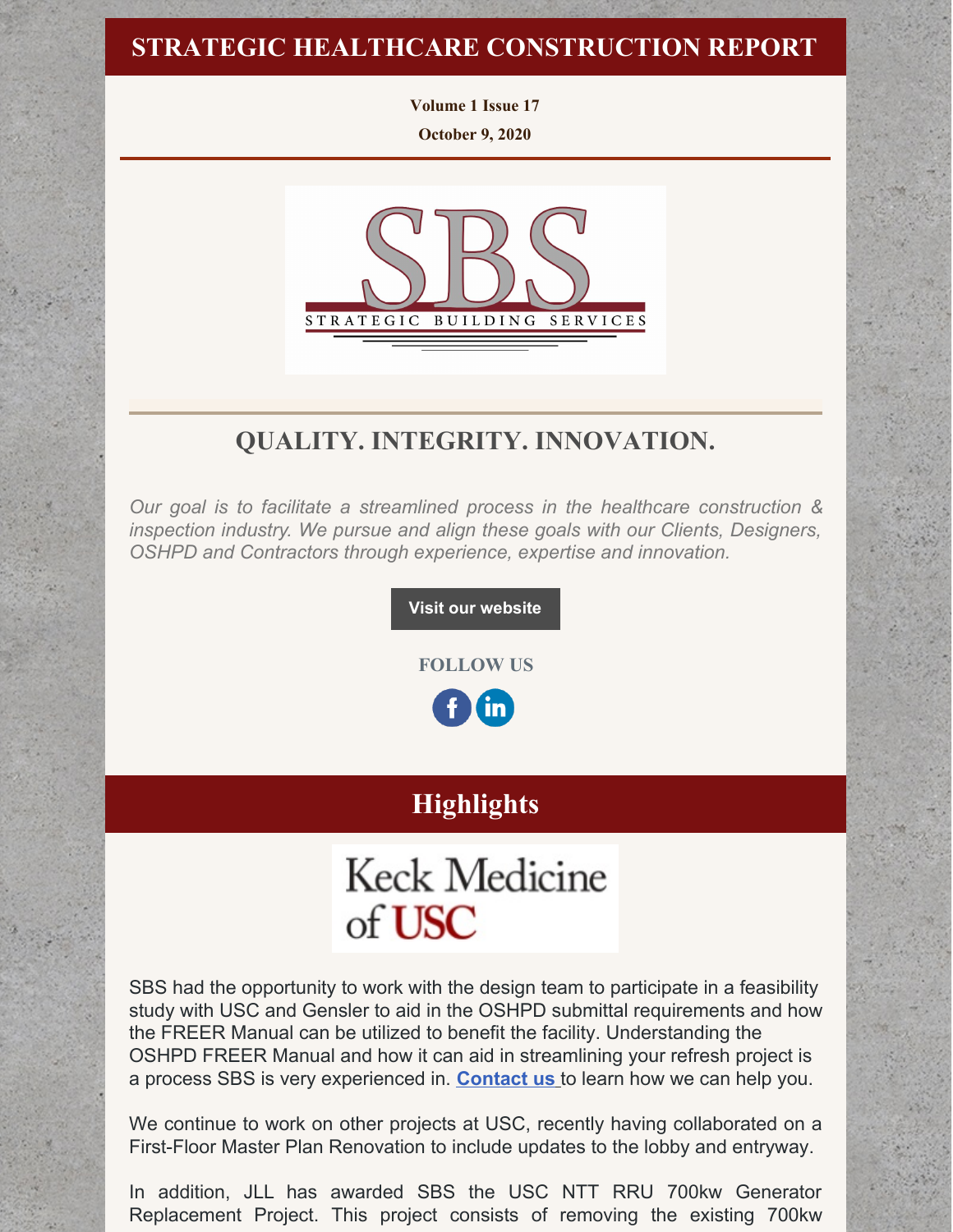# STRATEGIC HEALTHCARE CONSTRUCTION REPORT

**Volume 1 Issue 17**

**October 9, 2020**

SBS

STRATEGIC BUILDING SERVICES

## QUALITY. INTEGRITY. INNOVATION.

*Our goal is to facilitate a streamlined process in the healthcare construction & inspection industry. We pursue and align these goals with our Clients, Designers, OSHPD and Contractors through experience, expertise and innovation.*

**Visit our website**

**FOLLOW US**

## Highlights

Keck Medicine of USC

SBS had the opportunity to work with the design team to participate in a feasibility study with USC and Gensler to aid in the OSHPD submittal requirements and how the FREER Manual can be utilized to benefit the facility. Understanding the OSHPD FREER Manual and how it can aid in streamlining your refresh project is a process SBS is very experienced in. **Contact us** to learn how we can help you.

We continue to work on other projects at USC, recently having collaborated on a First-Floor Master Plan Renovation to include updates to the lobby and entryway.

In addition, JLL has awarded SBS the USC NTT RRU 700kw Generator Replacement Project. This project consists of removing the existing 700kw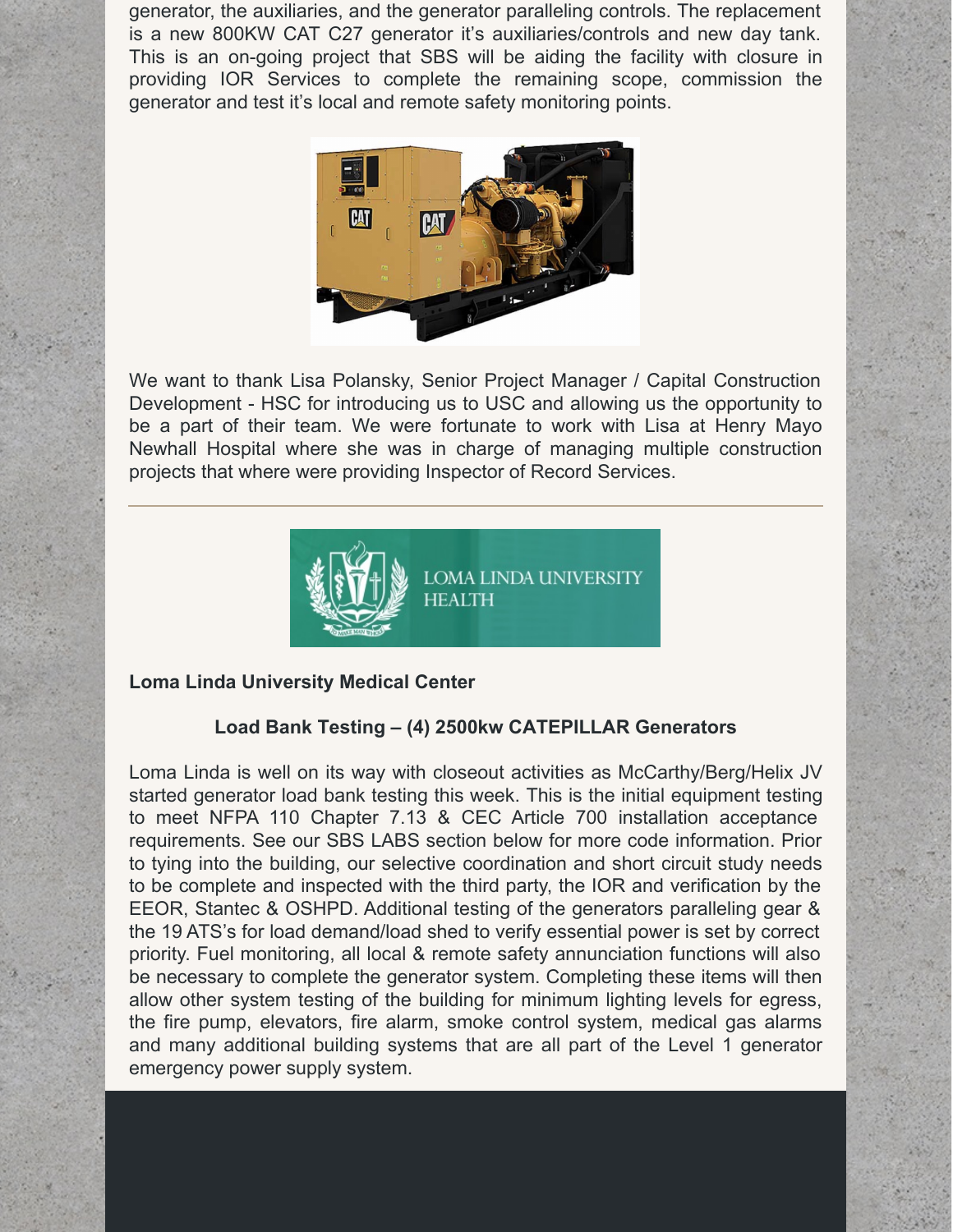generator, the auxiliaries, and the generator paralleling controls. The replacement is a new 800KW CAT C27 generator it's auxiliaries/controls and new day tank. This is an on-going project that SBS will be aiding the facility with closure in providing IOR Services to complete the remaining scope, commission the generator and test it's local and remote safety monitoring points.

We want to thank Lisa Polansky, Senior Project Manager / Capital Construction Development - HSC for introducing us to USC and allowing us the opportunity to be a part of their team. We were fortunate to work with Lisa at Henry Mayo Newhall Hospital where she was in charge of managing multiple construction projects that where were providing Inspector of Record Services.

---

**Loma Linda University Medical Center**

**Load Bank Testing – (4) 2500kw CATEPILLAR Generators**

Loma Linda is well on its way with closeout activities as McCarthy/Berg/Helix JV started generator load bank testing this week. This is the initial equipment testing to meet NFPA 110 Chapter 7.13 & CEC Article 700 installation acceptance requirements. See our SBS LABS section below for more code information. Prior to tying into the building, our selective coordination and short circuit study needs to be complete and inspected with the third party, the IOR and verification by the EEOR, Stantec & OSHPD. Additional testing of the generators paralleling gear & the 19 ATS's for load demand/load shed to verify essential power is set by correct priority. Fuel monitoring, all local & remote safety annunciation functions will also be necessary to complete the generator system. Completing these items will then allow other system testing of the building for minimum lighting levels for egress, the fire pump, elevators, fire alarm, smoke control system, medical gas alarms and many additional building systems that are all part of the Level 1 generator emergency power supply system.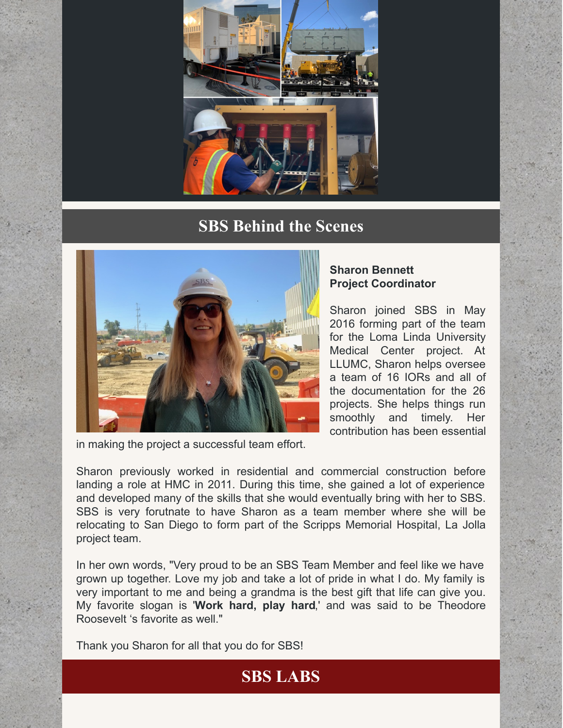## SBS Behind the Scenes

**Sharon Bennett**
**Project Coordinator**

Sharon joined SBS in May 2016 forming part of the team for the Loma Linda University Medical Center project. At LLUMC, Sharon helps oversee a team of 16 IORs and all of the documentation for the 26 projects. She helps things run smoothly and timely. Her contribution has been essential in making the project a successful team effort.

Sharon previously worked in residential and commercial construction before landing a role at HMC in 2011. During this time, she gained a lot of experience and developed many of the skills that she would eventually bring with her to SBS. SBS is very forutnate to have Sharon as a team member where she will be relocating to San Diego to form part of the Scripps Memorial Hospital, La Jolla project team.

In her own words, "Very proud to be an SBS Team Member and feel like we have grown up together. Love my job and take a lot of pride in what I do. My family is very important to me and being a grandma is the best gift that life can give you. My favorite slogan is '**Work hard, play hard**,' and was said to be Theodore Roosevelt 's favorite as well."

Thank you Sharon for all that you do for SBS!

## SBS LABS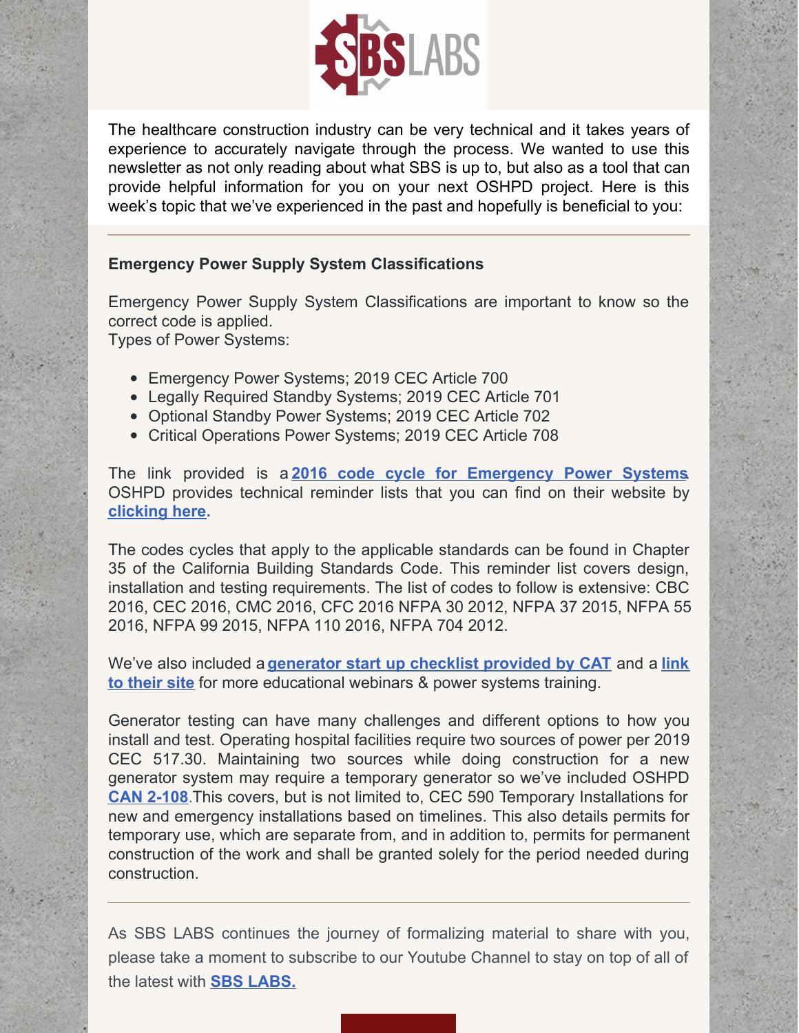The healthcare construction industry can be very technical and it takes years of experience to accurately navigate through the process. We wanted to use this newsletter as not only reading about what SBS is up to, but also as a tool that can provide helpful information for you on your next OSHPD project. Here is this week's topic that we've experienced in the past and hopefully is beneficial to you:

---

**Emergency Power Supply System Classifications**

Emergency Power Supply System Classifications are important to know so the correct code is applied.
Types of Power Systems:

- Emergency Power Systems; 2019 CEC Article 700
- Legally Required Standby Systems; 2019 CEC Article 701
- Optional Standby Power Systems; 2019 CEC Article 702
- Critical Operations Power Systems; 2019 CEC Article 708

The link provided is a **2016 code cycle for Emergency Power Systems**. OSHPD provides technical reminder lists that you can find on their website by **clicking here**.

The codes cycles that apply to the applicable standards can be found in Chapter 35 of the California Building Standards Code. This reminder list covers design, installation and testing requirements. The list of codes to follow is extensive: CBC 2016, CEC 2016, CMC 2016, CFC 2016 NFPA 30 2012, NFPA 37 2015, NFPA 55 2016, NFPA 99 2015, NFPA 110 2016, NFPA 704 2012.

We've also included a **generator start up checklist provided by CAT** and a **link to their site** for more educational webinars & power systems training.

Generator testing can have many challenges and different options to how you install and test. Operating hospital facilities require two sources of power per 2019 CEC 517.30. Maintaining two sources while doing construction for a new generator system may require a temporary generator so we've included OSHPD **CAN 2-108**.This covers, but is not limited to, CEC 590 Temporary Installations for new and emergency installations based on timelines. This also details permits for temporary use, which are separate from, and in addition to, permits for permanent construction of the work and shall be granted solely for the period needed during construction.

---

As SBS LABS continues the journey of formalizing material to share with you, please take a moment to subscribe to our Youtube Channel to stay on top of all of the latest with **SBS LABS.**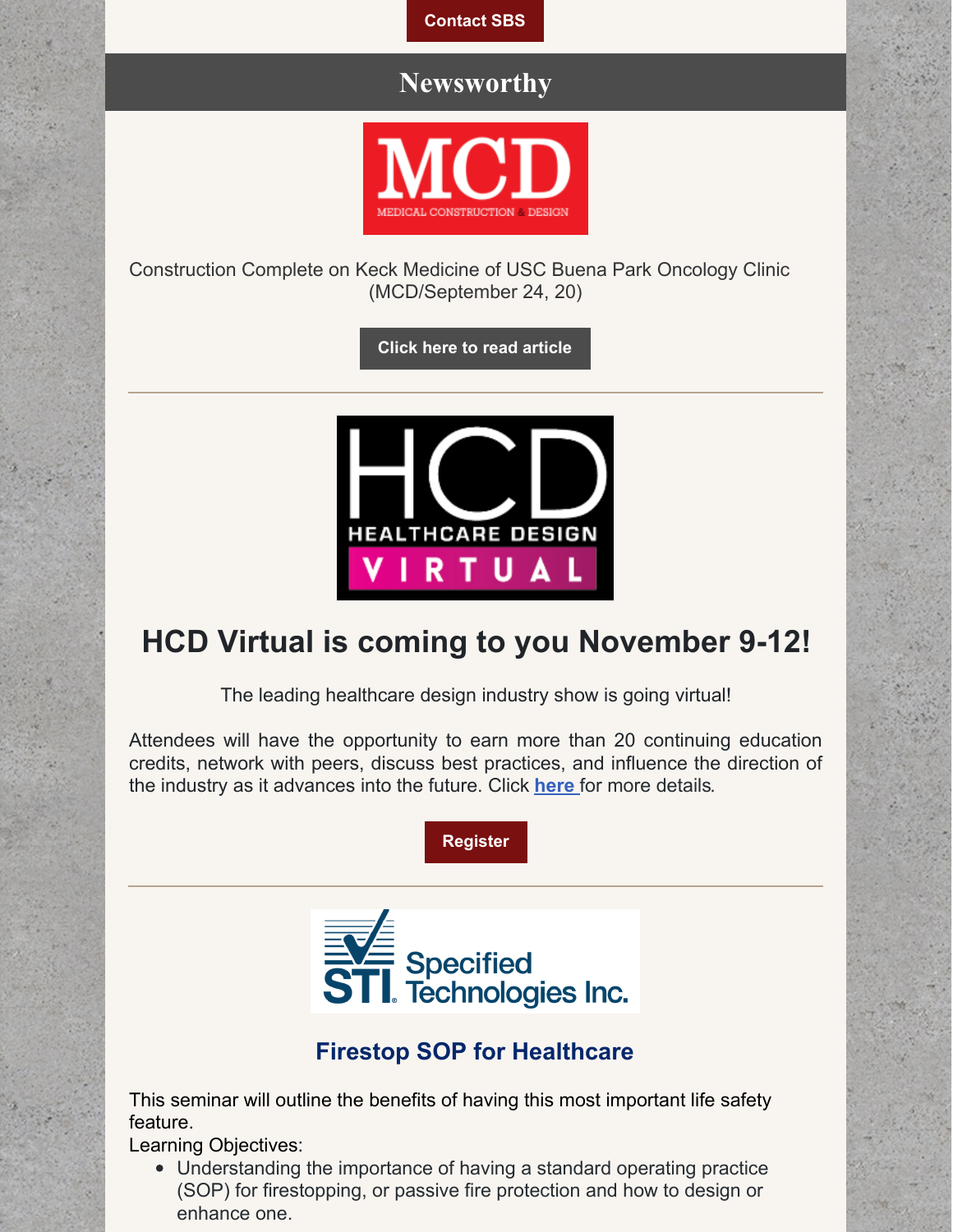Contact SBS

## Newsworthy

Construction Complete on Keck Medicine of USC Buena Park Oncology Clinic (MCD/September 24, 20)

Click here to read article

# HCD Virtual is coming to you November 9-12!

The leading healthcare design industry show is going virtual!

Attendees will have the opportunity to earn more than 20 continuing education credits, network with peers, discuss best practices, and influence the direction of the industry as it advances into the future. Click **here** for more details.

Register

## Firestop SOP for Healthcare

This seminar will outline the benefits of having this most important life safety feature.

Learning Objectives:

- Understanding the importance of having a standard operating practice (SOP) for firestopping, or passive fire protection and how to design or enhance one.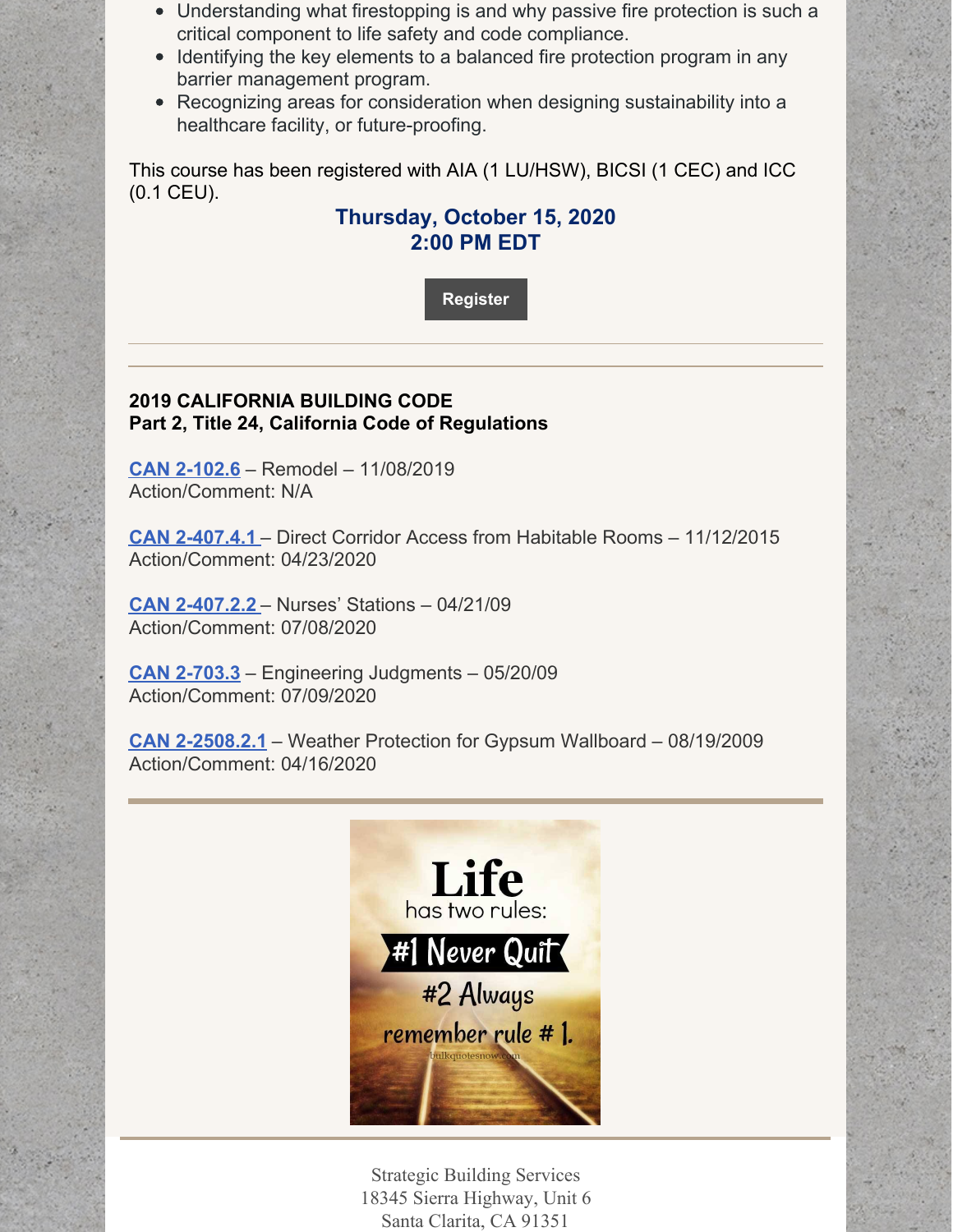- Understanding what firestopping is and why passive fire protection is such a critical component to life safety and code compliance.
- Identifying the key elements to a balanced fire protection program in any barrier management program.
- Recognizing areas for consideration when designing sustainability into a healthcare facility, or future-proofing.

This course has been registered with AIA (1 LU/HSW), BICSI (1 CEC) and ICC (0.1 CEU).

**Thursday, October 15, 2020**
**2:00 PM EDT**

**Register**

---

**2019 CALIFORNIA BUILDING CODE**
**Part 2, Title 24, California Code of Regulations**

**CAN 2-102.6** – Remodel – 11/08/2019
Action/Comment: N/A

**CAN 2-407.4.1** – Direct Corridor Access from Habitable Rooms – 11/12/2015
Action/Comment: 04/23/2020

**CAN 2-407.2.2** – Nurses' Stations – 04/21/09
Action/Comment: 07/08/2020

**CAN 2-703.3** – Engineering Judgments – 05/20/09
Action/Comment: 07/09/2020

**CAN 2-2508.2.1** – Weather Protection for Gypsum Wallboard – 08/19/2009
Action/Comment: 04/16/2020

---

Life has two rules: #1 Never Quit #2 Always remember rule # 1.

---

Strategic Building Services
18345 Sierra Highway, Unit 6
Santa Clarita, CA 91351